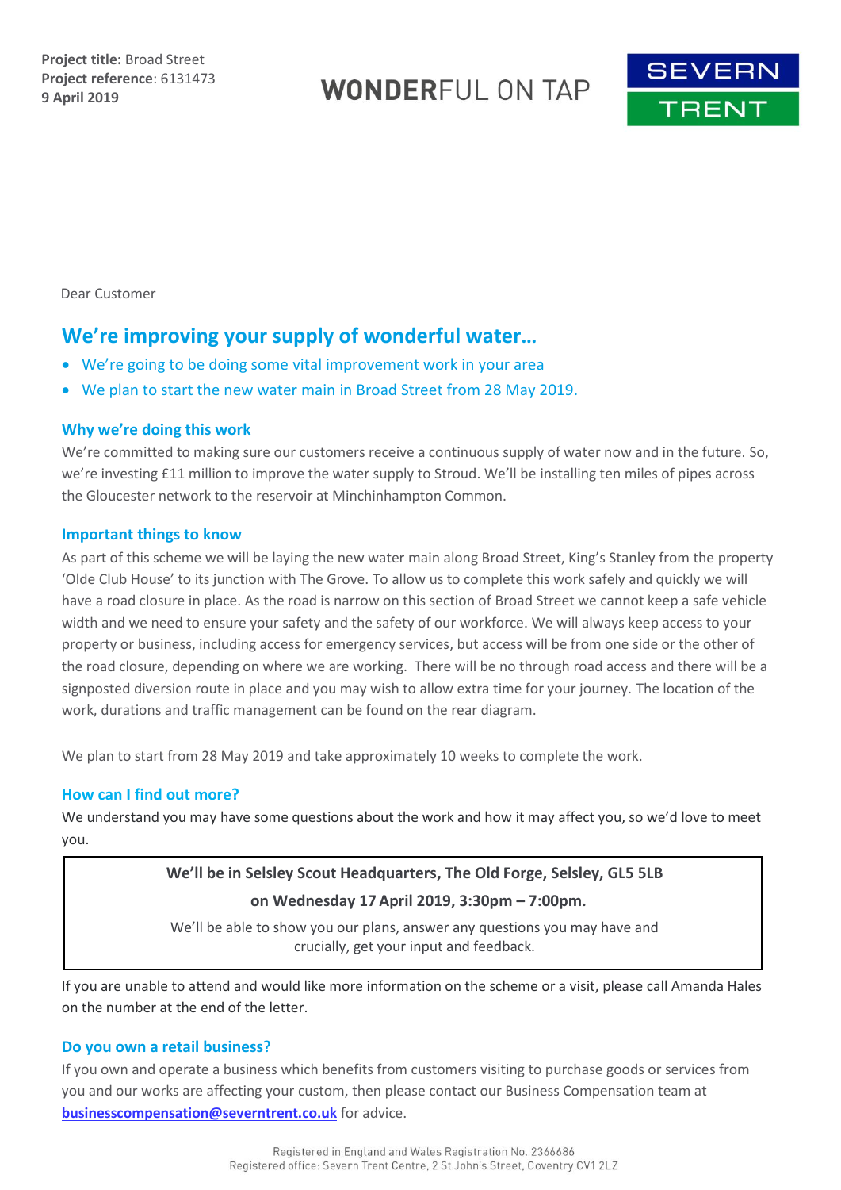**Project title:** Broad Street
**Project reference**: 6131473
**9 April 2019**

WONDERFUL ON TAP

SEVERN TRENT

Dear Customer

## We're improving your supply of wonderful water…

- We're going to be doing some vital improvement work in your area
- We plan to start the new water main in Broad Street from 28 May 2019.

### Why we're doing this work

We're committed to making sure our customers receive a continuous supply of water now and in the future. So, we're investing £11 million to improve the water supply to Stroud. We'll be installing ten miles of pipes across the Gloucester network to the reservoir at Minchinhampton Common.

### Important things to know

As part of this scheme we will be laying the new water main along Broad Street, King's Stanley from the property 'Olde Club House' to its junction with The Grove. To allow us to complete this work safely and quickly we will have a road closure in place. As the road is narrow on this section of Broad Street we cannot keep a safe vehicle width and we need to ensure your safety and the safety of our workforce. We will always keep access to your property or business, including access for emergency services, but access will be from one side or the other of the road closure, depending on where we are working. There will be no through road access and there will be a signposted diversion route in place and you may wish to allow extra time for your journey. The location of the work, durations and traffic management can be found on the rear diagram.

We plan to start from 28 May 2019 and take approximately 10 weeks to complete the work.

### How can I find out more?

We understand you may have some questions about the work and how it may affect you, so we'd love to meet you.

**We'll be in Selsley Scout Headquarters, The Old Forge, Selsley, GL5 5LB**

**on Wednesday 17 April 2019, 3:30pm – 7:00pm.**

We'll be able to show you our plans, answer any questions you may have and crucially, get your input and feedback.

If you are unable to attend and would like more information on the scheme or a visit, please call Amanda Hales on the number at the end of the letter.

### Do you own a retail business?

If you own and operate a business which benefits from customers visiting to purchase goods or services from you and our works are affecting your custom, then please contact our Business Compensation team at **businesscompensation@severntrent.co.uk** for advice.

Registered in England and Wales Registration No. 2366686
Registered office: Severn Trent Centre, 2 St John's Street, Coventry CV1 2LZ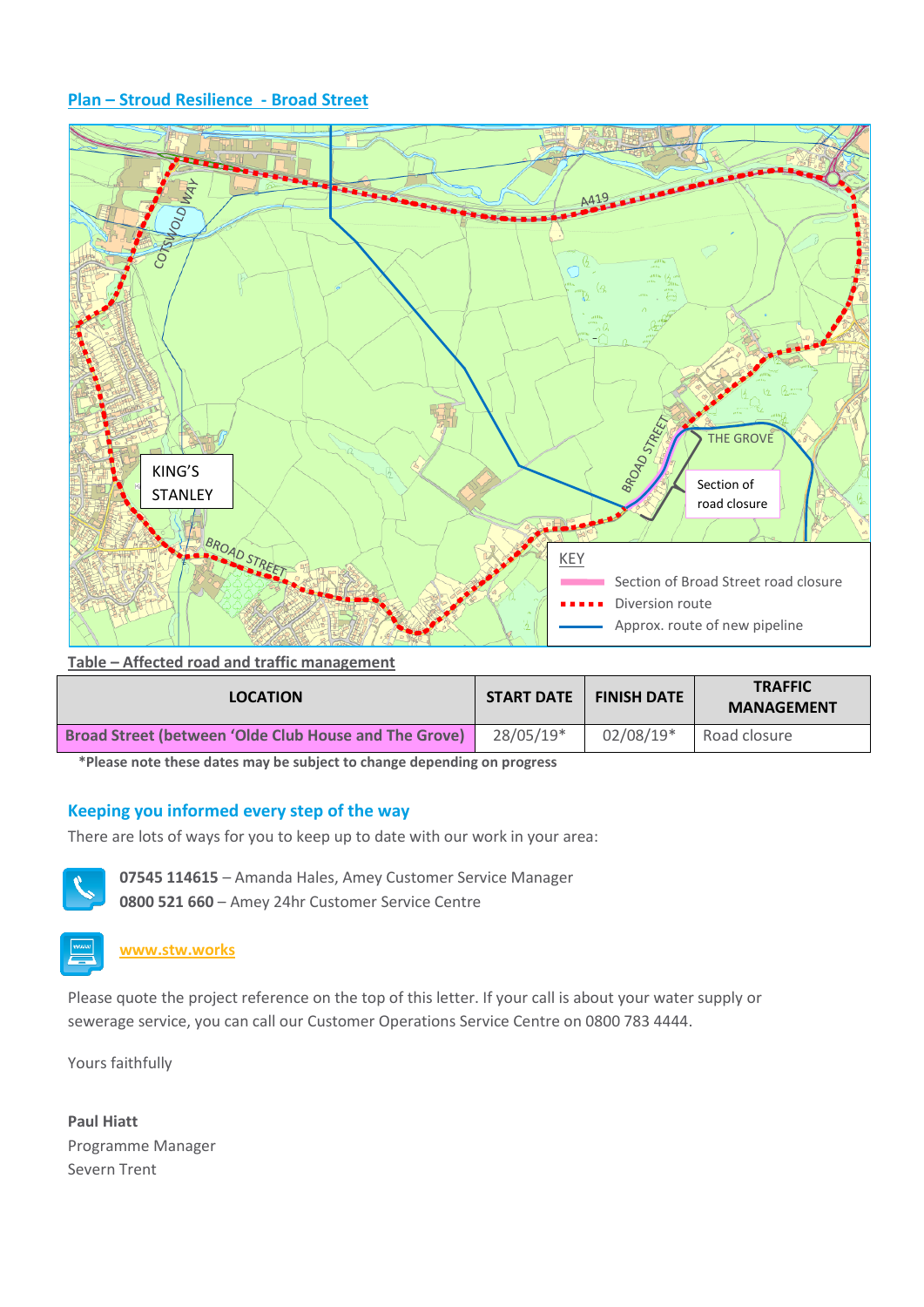## Plan – Stroud Resilience - Broad Street

A419

COTSWOLD WAY

KING'S STANLEY

BROAD STREET

BROAD STREET

THE GROVE

Section of road closure

KEY

Section of Broad Street road closure

Diversion route

Approx. route of new pipeline

### Table – Affected road and traffic management

| LOCATION | START DATE | FINISH DATE | TRAFFIC MANAGEMENT |
|---|---|---|---|
| **Broad Street (between 'Olde Club House and The Grove)** | 28/05/19* | 02/08/19* | Road closure |

**\*Please note these dates may be subject to change depending on progress**

### Keeping you informed every step of the way

There are lots of ways for you to keep up to date with our work in your area:

**07545 114615** – Amanda Hales, Amey Customer Service Manager
**0800 521 660** – Amey 24hr Customer Service Centre

www.stw.works

Please quote the project reference on the top of this letter. If your call is about your water supply or sewerage service, you can call our Customer Operations Service Centre on 0800 783 4444.

Yours faithfully

**Paul Hiatt**
Programme Manager
Severn Trent